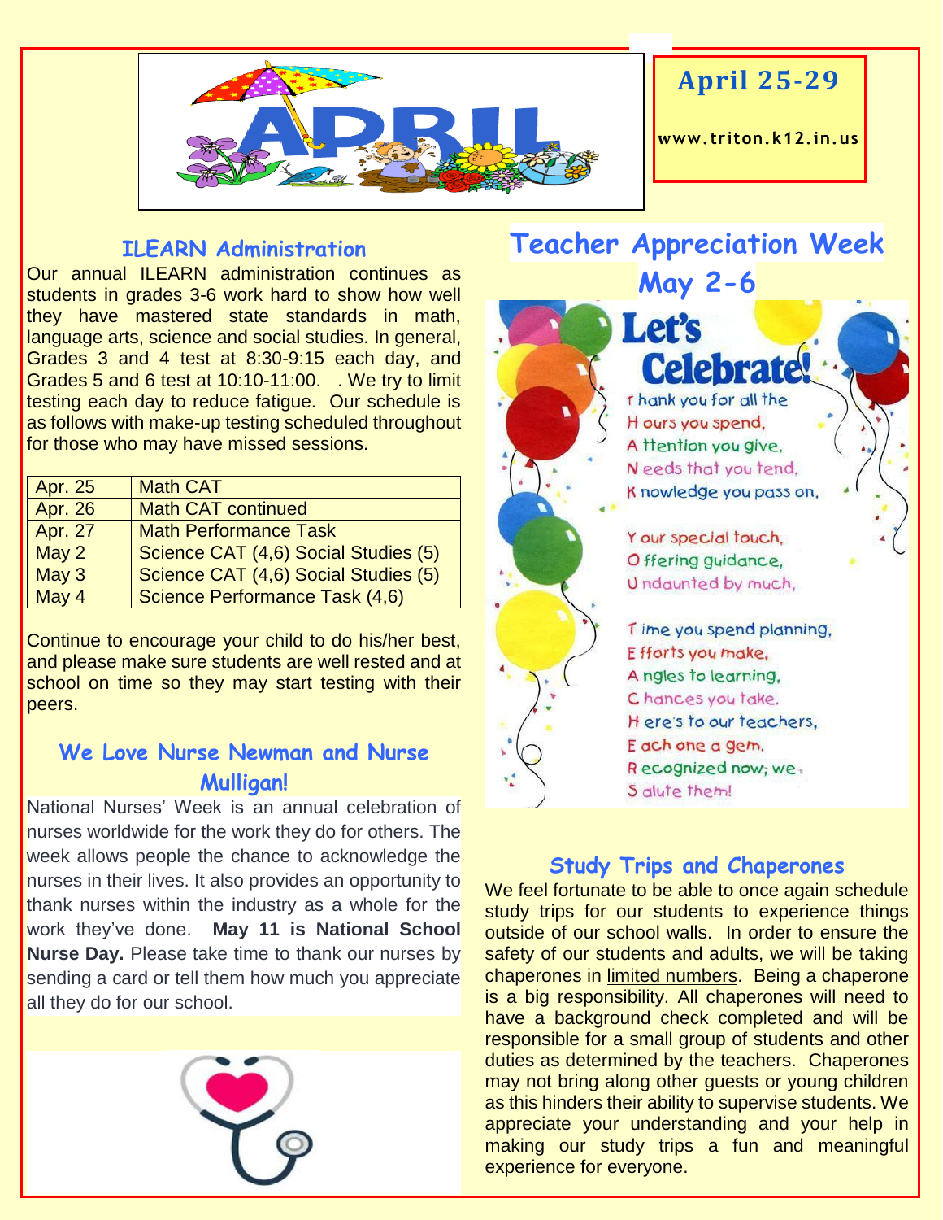# April 25-29

www.triton.k12.in.us

## ILEARN Administration

Our annual ILEARN administration continues as students in grades 3-6 work hard to show how well they have mastered state standards in math, language arts, science and social studies. In general, Grades 3 and 4 test at 8:30-9:15 each day, and Grades 5 and 6 test at 10:10-11:00. . We try to limit testing each day to reduce fatigue. Our schedule is as follows with make-up testing scheduled throughout for those who may have missed sessions.

| Apr. 25 | Math CAT |
|---|---|
| Apr. 26 | Math CAT continued |
| Apr. 27 | Math Performance Task |
| May 2 | Science CAT (4,6) Social Studies (5) |
| May 3 | Science CAT (4,6) Social Studies (5) |
| May 4 | Science Performance Task (4,6) |

Continue to encourage your child to do his/her best, and please make sure students are well rested and at school on time so they may start testing with their peers.

## We Love Nurse Newman and Nurse Mulligan!

National Nurses' Week is an annual celebration of nurses worldwide for the work they do for others. The week allows people the chance to acknowledge the nurses in their lives. It also provides an opportunity to thank nurses within the industry as a whole for the work they've done. **May 11 is National School Nurse Day.** Please take time to thank our nurses by sending a card or tell them how much you appreciate all they do for our school.

## Teacher Appreciation Week May 2-6

**Let's Celebrate!**

T hank you for all the
H ours you spend,
A ttention you give,
N eeds that you tend,
K nowledge you pass on,

Y our special touch,
O ffering guidance,
U ndaunted by much,

T ime you spend planning,
E fforts you make,
A ngles to learning,
C hances you take.
H ere's to our teachers,
E ach one a gem.
R ecognized now; we
S alute them!

## Study Trips and Chaperones

We feel fortunate to be able to once again schedule study trips for our students to experience things outside of our school walls. In order to ensure the safety of our students and adults, we will be taking chaperones in limited numbers. Being a chaperone is a big responsibility. All chaperones will need to have a background check completed and will be responsible for a small group of students and other duties as determined by the teachers. Chaperones may not bring along other guests or young children as this hinders their ability to supervise students. We appreciate your understanding and your help in making our study trips a fun and meaningful experience for everyone.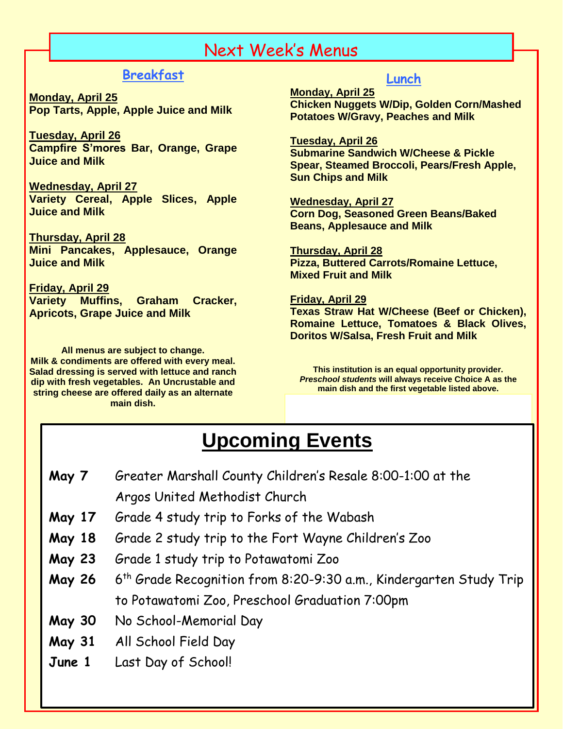# Next Week's Menus

## Breakfast

**Monday, April 25**
**Pop Tarts, Apple, Apple Juice and Milk**

**Tuesday, April 26**
**Campfire S'mores Bar, Orange, Grape Juice and Milk**

**Wednesday, April 27**
**Variety Cereal, Apple Slices, Apple Juice and Milk**

**Thursday, April 28**
**Mini Pancakes, Applesauce, Orange Juice and Milk**

**Friday, April 29**
**Variety Muffins, Graham Cracker, Apricots, Grape Juice and Milk**

**All menus are subject to change.**
**Milk & condiments are offered with every meal. Salad dressing is served with lettuce and ranch dip with fresh vegetables. An Uncrustable and string cheese are offered daily as an alternate main dish.**

## Lunch

**Monday, April 25**
**Chicken Nuggets W/Dip, Golden Corn/Mashed Potatoes W/Gravy, Peaches and Milk**

**Tuesday, April 26**
**Submarine Sandwich W/Cheese & Pickle Spear, Steamed Broccoli, Pears/Fresh Apple, Sun Chips and Milk**

**Wednesday, April 27**
**Corn Dog, Seasoned Green Beans/Baked Beans, Applesauce and Milk**

**Thursday, April 28**
**Pizza, Buttered Carrots/Romaine Lettuce, Mixed Fruit and Milk**

**Friday, April 29**
**Texas Straw Hat W/Cheese (Beef or Chicken), Romaine Lettuce, Tomatoes & Black Olives, Doritos W/Salsa, Fresh Fruit and Milk**

**This institution is an equal opportunity provider.**
***Preschool students*** **will always receive Choice A as the main dish and the first vegetable listed above.**

# Upcoming Events

| | |
|---|---|
| **May 7** | Greater Marshall County Children's Resale 8:00-1:00 at the Argos United Methodist Church |
| **May 17** | Grade 4 study trip to Forks of the Wabash |
| **May 18** | Grade 2 study trip to the Fort Wayne Children's Zoo |
| **May 23** | Grade 1 study trip to Potawatomi Zoo |
| **May 26** | 6th Grade Recognition from 8:20-9:30 a.m., Kindergarten Study Trip to Potawatomi Zoo, Preschool Graduation 7:00pm |
| **May 30** | No School-Memorial Day |
| **May 31** | All School Field Day |
| **June 1** | Last Day of School! |